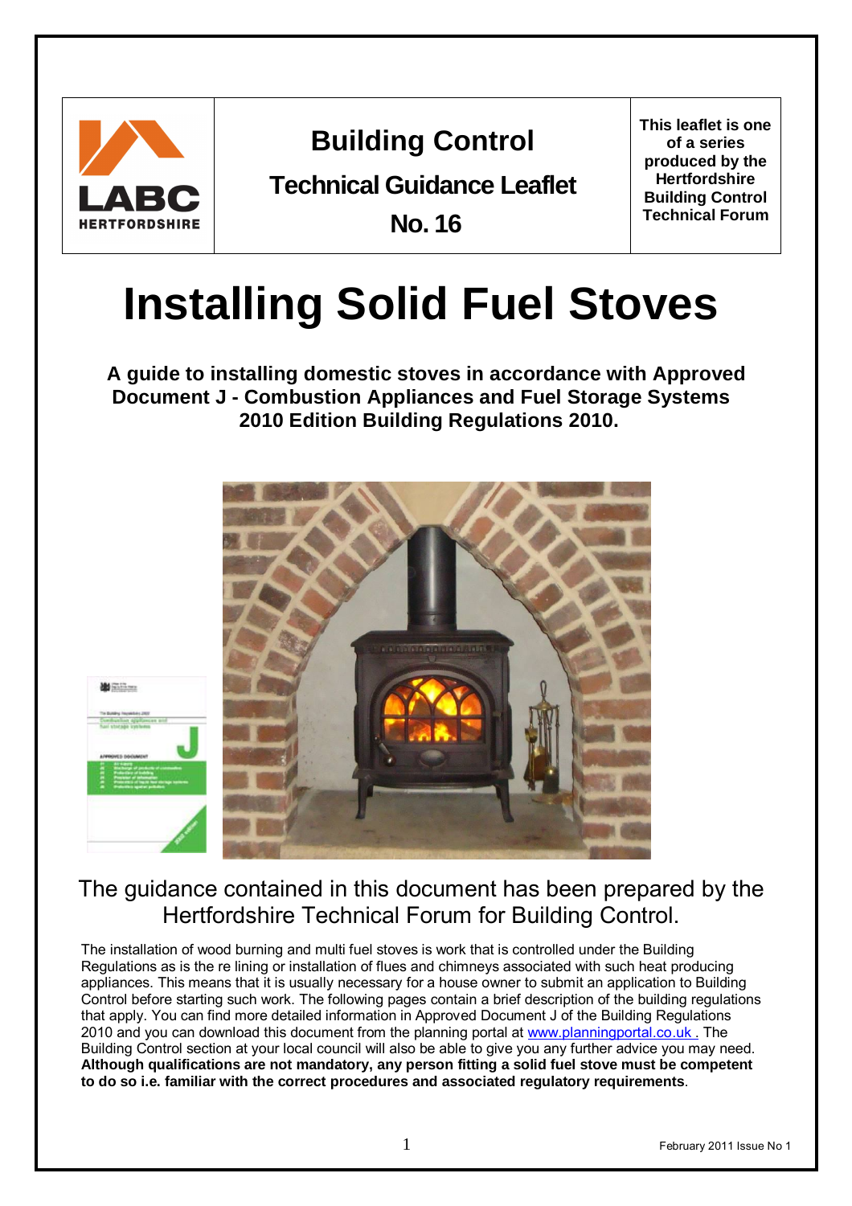LABC HERTFORDSHIRE

**Building Control**

**Technical Guidance Leaflet**

**No. 16**

**This leaflet is one of a series produced by the Hertfordshire Building Control Technical Forum**

# Installing Solid Fuel Stoves

**A guide to installing domestic stoves in accordance with Approved Document J - Combustion Appliances and Fuel Storage Systems 2010 Edition Building Regulations 2010.**

The guidance contained in this document has been prepared by the Hertfordshire Technical Forum for Building Control.

The installation of wood burning and multi fuel stoves is work that is controlled under the Building Regulations as is the re lining or installation of flues and chimneys associated with such heat producing appliances. This means that it is usually necessary for a house owner to submit an application to Building Control before starting such work. The following pages contain a brief description of the building regulations that apply. You can find more detailed information in Approved Document J of the Building Regulations 2010 and you can download this document from the planning portal at www.planningportal.co.uk . The Building Control section at your local council will also be able to give you any further advice you may need. **Although qualifications are not mandatory, any person fitting a solid fuel stove must be competent to do so i.e. familiar with the correct procedures and associated regulatory requirements**.

February 2011 Issue No 1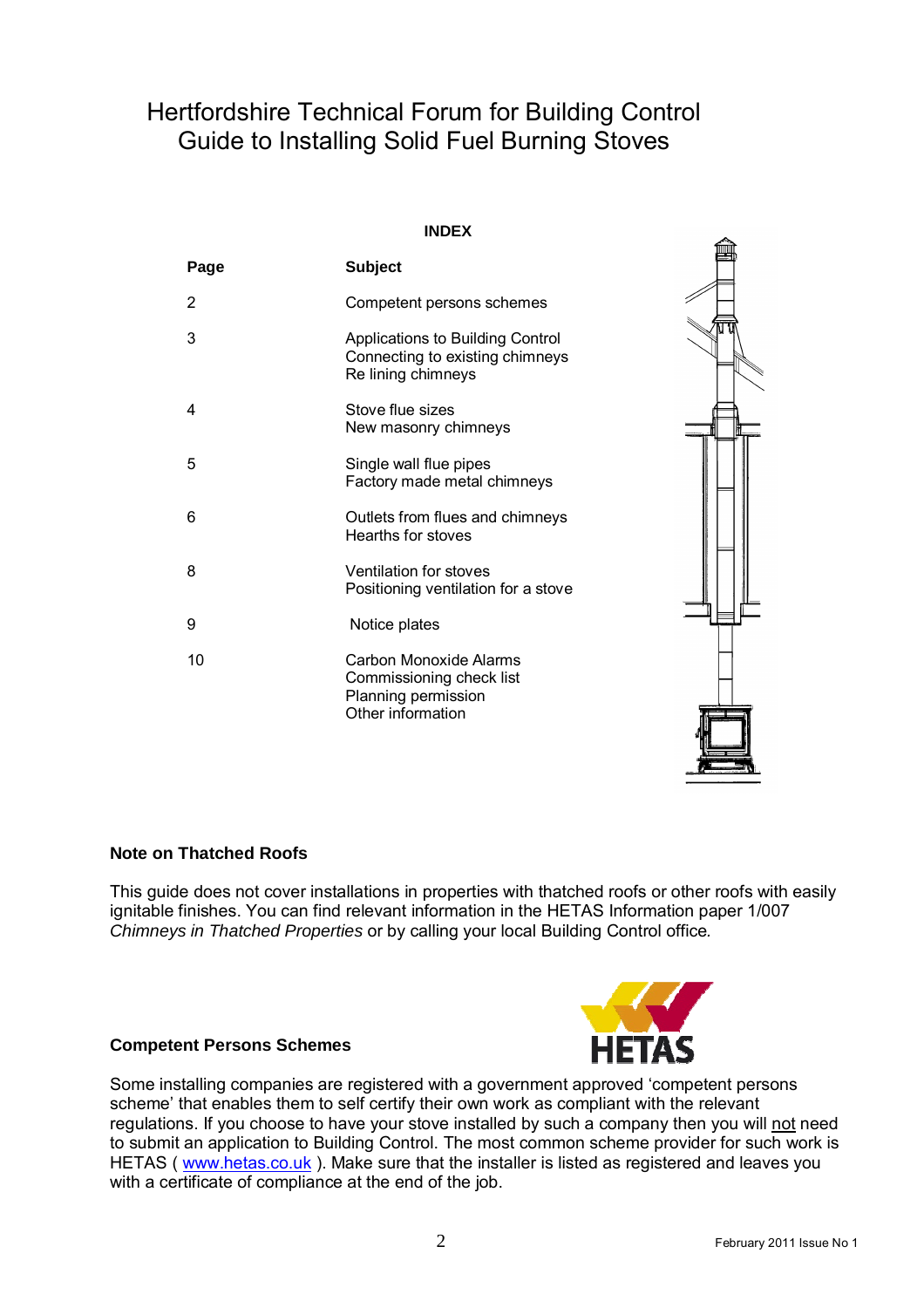# Hertfordshire Technical Forum for Building Control
# Guide to Installing Solid Fuel Burning Stoves

**INDEX**

| **Page** | **Subject** |
|---|---|
| 2 | Competent persons schemes |
| 3 | Applications to Building Control<br>Connecting to existing chimneys<br>Re lining chimneys |
| 4 | Stove flue sizes<br>New masonry chimneys |
| 5 | Single wall flue pipes<br>Factory made metal chimneys |
| 6 | Outlets from flues and chimneys<br>Hearths for stoves |
| 8 | Ventilation for stoves<br>Positioning ventilation for a stove |
| 9 | Notice plates |
| 10 | Carbon Monoxide Alarms<br>Commissioning check list<br>Planning permission<br>Other information |

### Note on Thatched Roofs

This guide does not cover installations in properties with thatched roofs or other roofs with easily ignitable finishes. You can find relevant information in the HETAS Information paper 1/007 *Chimneys in Thatched Properties* or by calling your local Building Control office.

### Competent Persons Schemes

HETAS

Some installing companies are registered with a government approved 'competent persons scheme' that enables them to self certify their own work as compliant with the relevant regulations. If you choose to have your stove installed by such a company then you will not need to submit an application to Building Control. The most common scheme provider for such work is HETAS ( www.hetas.co.uk ). Make sure that the installer is listed as registered and leaves you with a certificate of compliance at the end of the job.

February 2011 Issue No 1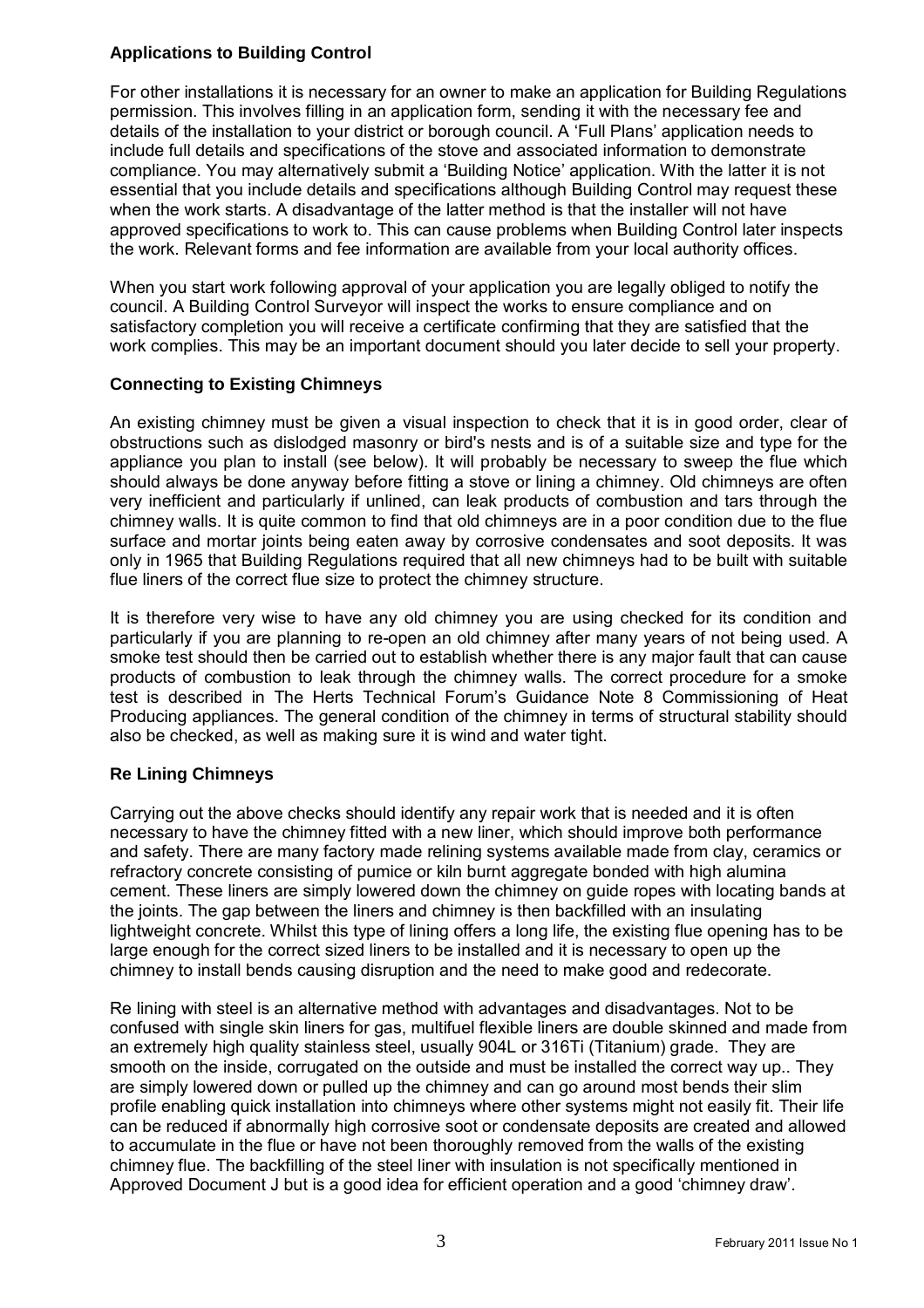### Applications to Building Control

For other installations it is necessary for an owner to make an application for Building Regulations permission. This involves filling in an application form, sending it with the necessary fee and details of the installation to your district or borough council. A 'Full Plans' application needs to include full details and specifications of the stove and associated information to demonstrate compliance. You may alternatively submit a 'Building Notice' application. With the latter it is not essential that you include details and specifications although Building Control may request these when the work starts. A disadvantage of the latter method is that the installer will not have approved specifications to work to. This can cause problems when Building Control later inspects the work. Relevant forms and fee information are available from your local authority offices.

When you start work following approval of your application you are legally obliged to notify the council. A Building Control Surveyor will inspect the works to ensure compliance and on satisfactory completion you will receive a certificate confirming that they are satisfied that the work complies. This may be an important document should you later decide to sell your property.

### Connecting to Existing Chimneys

An existing chimney must be given a visual inspection to check that it is in good order, clear of obstructions such as dislodged masonry or bird's nests and is of a suitable size and type for the appliance you plan to install (see below). It will probably be necessary to sweep the flue which should always be done anyway before fitting a stove or lining a chimney. Old chimneys are often very inefficient and particularly if unlined, can leak products of combustion and tars through the chimney walls. It is quite common to find that old chimneys are in a poor condition due to the flue surface and mortar joints being eaten away by corrosive condensates and soot deposits. It was only in 1965 that Building Regulations required that all new chimneys had to be built with suitable flue liners of the correct flue size to protect the chimney structure.

It is therefore very wise to have any old chimney you are using checked for its condition and particularly if you are planning to re-open an old chimney after many years of not being used. A smoke test should then be carried out to establish whether there is any major fault that can cause products of combustion to leak through the chimney walls. The correct procedure for a smoke test is described in The Herts Technical Forum's Guidance Note 8 Commissioning of Heat Producing appliances. The general condition of the chimney in terms of structural stability should also be checked, as well as making sure it is wind and water tight.

### Re Lining Chimneys

Carrying out the above checks should identify any repair work that is needed and it is often necessary to have the chimney fitted with a new liner, which should improve both performance and safety. There are many factory made relining systems available made from clay, ceramics or refractory concrete consisting of pumice or kiln burnt aggregate bonded with high alumina cement. These liners are simply lowered down the chimney on guide ropes with locating bands at the joints. The gap between the liners and chimney is then backfilled with an insulating lightweight concrete. Whilst this type of lining offers a long life, the existing flue opening has to be large enough for the correct sized liners to be installed and it is necessary to open up the chimney to install bends causing disruption and the need to make good and redecorate.

Re lining with steel is an alternative method with advantages and disadvantages. Not to be confused with single skin liners for gas, multifuel flexible liners are double skinned and made from an extremely high quality stainless steel, usually 904L or 316Ti (Titanium) grade. They are smooth on the inside, corrugated on the outside and must be installed the correct way up.. They are simply lowered down or pulled up the chimney and can go around most bends their slim profile enabling quick installation into chimneys where other systems might not easily fit. Their life can be reduced if abnormally high corrosive soot or condensate deposits are created and allowed to accumulate in the flue or have not been thoroughly removed from the walls of the existing chimney flue. The backfilling of the steel liner with insulation is not specifically mentioned in Approved Document J but is a good idea for efficient operation and a good 'chimney draw'.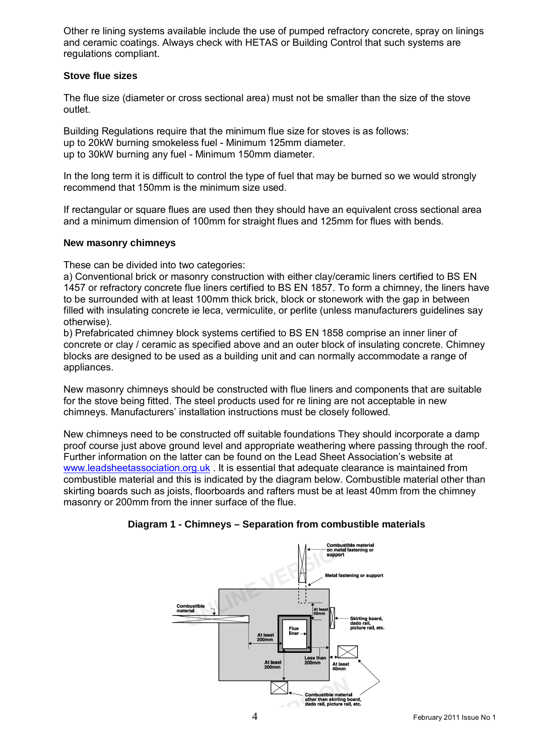Other re lining systems available include the use of pumped refractory concrete, spray on linings and ceramic coatings. Always check with HETAS or Building Control that such systems are regulations compliant.

**Stove flue sizes**

The flue size (diameter or cross sectional area) must not be smaller than the size of the stove outlet.

Building Regulations require that the minimum flue size for stoves is as follows:
up to 20kW burning smokeless fuel - Minimum 125mm diameter.
up to 30kW burning any fuel - Minimum 150mm diameter.

In the long term it is difficult to control the type of fuel that may be burned so we would strongly recommend that 150mm is the minimum size used.

If rectangular or square flues are used then they should have an equivalent cross sectional area and a minimum dimension of 100mm for straight flues and 125mm for flues with bends.

**New masonry chimneys**

These can be divided into two categories:
a) Conventional brick or masonry construction with either clay/ceramic liners certified to BS EN 1457 or refractory concrete flue liners certified to BS EN 1857. To form a chimney, the liners have to be surrounded with at least 100mm thick brick, block or stonework with the gap in between filled with insulating concrete ie leca, vermiculite, or perlite (unless manufacturers guidelines say otherwise).
b) Prefabricated chimney block systems certified to BS EN 1858 comprise an inner liner of concrete or clay / ceramic as specified above and an outer block of insulating concrete. Chimney blocks are designed to be used as a building unit and can normally accommodate a range of appliances.

New masonry chimneys should be constructed with flue liners and components that are suitable for the stove being fitted. The steel products used for re lining are not acceptable in new chimneys. Manufacturers' installation instructions must be closely followed.

New chimneys need to be constructed off suitable foundations They should incorporate a damp proof course just above ground level and appropriate weathering where passing through the roof. Further information on the latter can be found on the Lead Sheet Association's website at www.leadsheetassociation.org.uk . It is essential that adequate clearance is maintained from combustible material and this is indicated by the diagram below. Combustible material other than skirting boards such as joists, floorboards and rafters must be at least 40mm from the chimney masonry or 200mm from the inner surface of the flue.

**Diagram 1 - Chimneys – Separation from combustible materials**

Combustible material on metal fastening or support
Metal fastening or support
Combustible material
At least 50mm
Skirting board, dado rail, picture rail, etc.
Flue liner
At least 200mm
At least 200mm
Less than 200mm
At least 40mm
Combustible material other than skirting board, dado rail, picture rail, etc.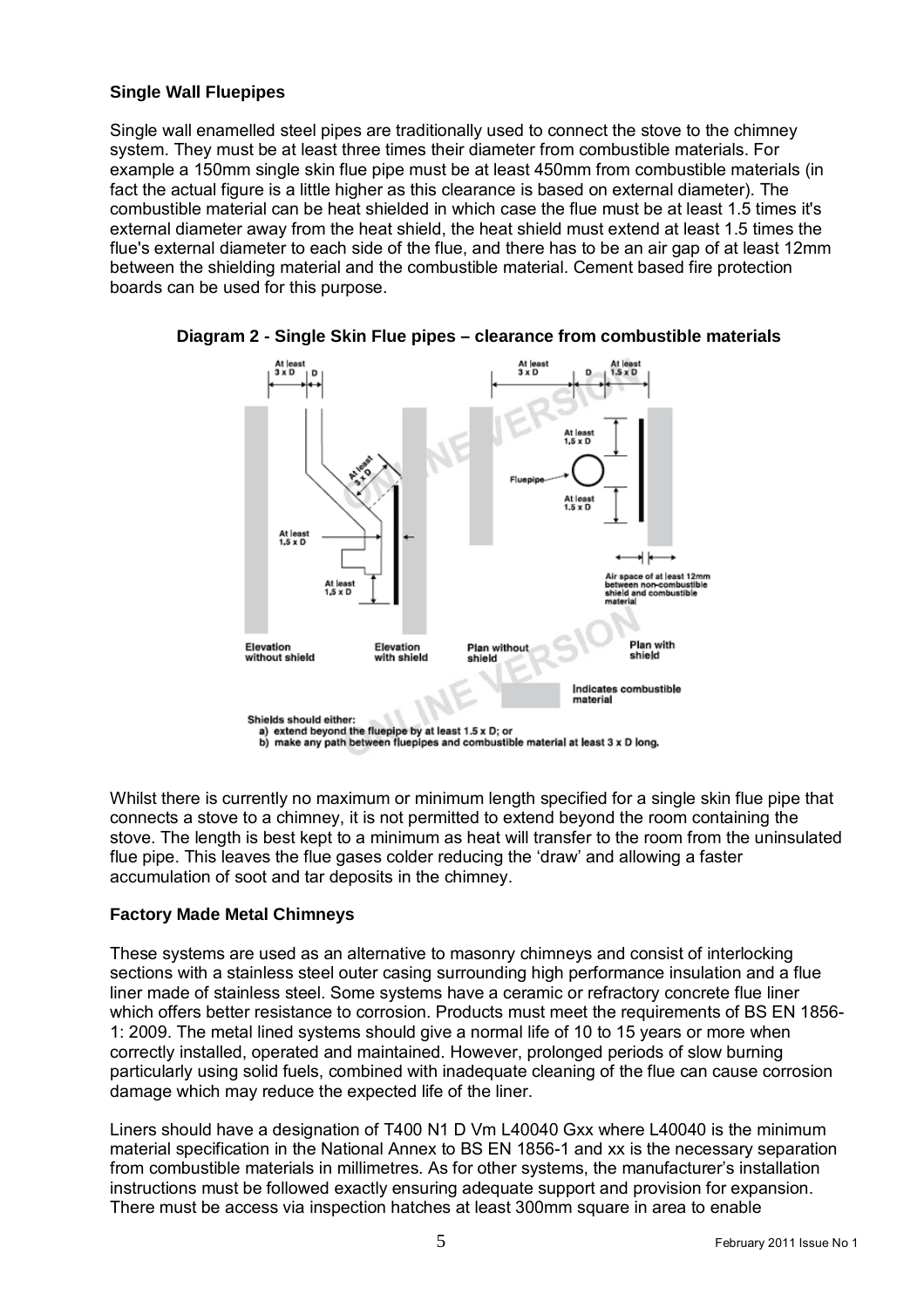**Single Wall Fluepipes**

Single wall enamelled steel pipes are traditionally used to connect the stove to the chimney system. They must be at least three times their diameter from combustible materials. For example a 150mm single skin flue pipe must be at least 450mm from combustible materials (in fact the actual figure is a little higher as this clearance is based on external diameter). The combustible material can be heat shielded in which case the flue must be at least 1.5 times it's external diameter away from the heat shield, the heat shield must extend at least 1.5 times the flue's external diameter to each side of the flue, and there has to be an air gap of at least 12mm between the shielding material and the combustible material. Cement based fire protection boards can be used for this purpose.

**Diagram 2 - Single Skin Flue pipes – clearance from combustible materials**

At least 3 x D
D
At least 3 x D
At least 1,5 x D
At least 1,5 x D
Elevation without shield
Elevation with shield
At least 3 x D
D
At least 1.5 x D
At least 1,5 x D
Fluepipe
At least 1,5 x D
Plan without shield
Plan with shield
Air space of at least 12mm between non-combustible shield and combustible material
Indicates combustible material

Shields should either:
a) extend beyond the fluepipe by at least 1.5 x D; or
b) make any path between fluepipes and combustible material at least 3 x D long.

Whilst there is currently no maximum or minimum length specified for a single skin flue pipe that connects a stove to a chimney, it is not permitted to extend beyond the room containing the stove. The length is best kept to a minimum as heat will transfer to the room from the uninsulated flue pipe. This leaves the flue gases colder reducing the 'draw' and allowing a faster accumulation of soot and tar deposits in the chimney.

**Factory Made Metal Chimneys**

These systems are used as an alternative to masonry chimneys and consist of interlocking sections with a stainless steel outer casing surrounding high performance insulation and a flue liner made of stainless steel. Some systems have a ceramic or refractory concrete flue liner which offers better resistance to corrosion. Products must meet the requirements of BS EN 1856-1: 2009. The metal lined systems should give a normal life of 10 to 15 years or more when correctly installed, operated and maintained. However, prolonged periods of slow burning particularly using solid fuels, combined with inadequate cleaning of the flue can cause corrosion damage which may reduce the expected life of the liner.

Liners should have a designation of T400 N1 D Vm L40040 Gxx where L40040 is the minimum material specification in the National Annex to BS EN 1856-1 and xx is the necessary separation from combustible materials in millimetres. As for other systems, the manufacturer's installation instructions must be followed exactly ensuring adequate support and provision for expansion. There must be access via inspection hatches at least 300mm square in area to enable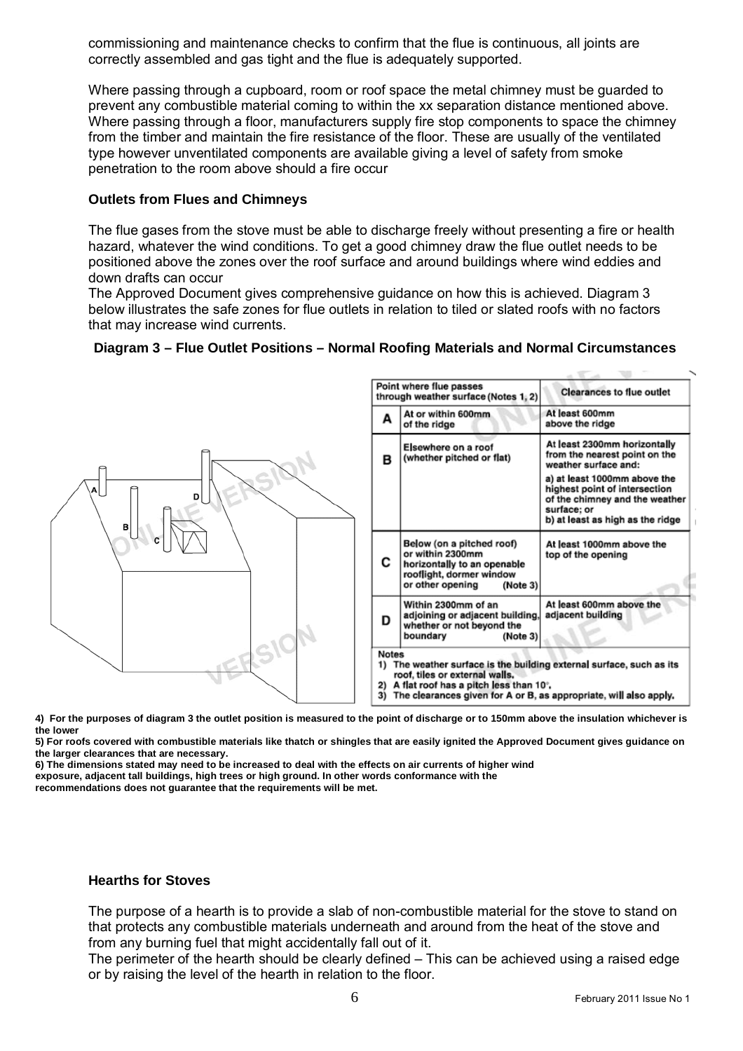commissioning and maintenance checks to confirm that the flue is continuous, all joints are correctly assembled and gas tight and the flue is adequately supported.

Where passing through a cupboard, room or roof space the metal chimney must be guarded to prevent any combustible material coming to within the xx separation distance mentioned above. Where passing through a floor, manufacturers supply fire stop components to space the chimney from the timber and maintain the fire resistance of the floor. These are usually of the ventilated type however unventilated components are available giving a level of safety from smoke penetration to the room above should a fire occur

### Outlets from Flues and Chimneys

The flue gases from the stove must be able to discharge freely without presenting a fire or health hazard, whatever the wind conditions. To get a good chimney draw the flue outlet needs to be positioned above the zones over the roof surface and around buildings where wind eddies and down drafts can occur

The Approved Document gives comprehensive guidance on how this is achieved. Diagram 3 below illustrates the safe zones for flue outlets in relation to tiled or slated roofs with no factors that may increase wind currents.

**Diagram 3 – Flue Outlet Positions – Normal Roofing Materials and Normal Circumstances**

A
B
C
D

| Point where flue passes through weather surface (Notes 1, 2) | | Clearances to flue outlet |
|---|---|---|
| A | At or within 600mm of the ridge | At least 600mm above the ridge |
| B | Elsewhere on a roof (whether pitched or flat) | At least 2300mm horizontally from the nearest point on the weather surface and: a) at least 1000mm above the highest point of intersection of the chimney and the weather surface; or b) at least as high as the ridge |
| C | Below (on a pitched roof) or within 2300mm horizontally to an openable rooflight, dormer window or other opening (Note 3) | At least 1000mm above the top of the opening |
| D | Within 2300mm of an adjoining or adjacent building, whether or not beyond the boundary (Note 3) | At least 600mm above the adjacent building |

Notes
1) The weather surface is the building external surface, such as its roof, tiles or external walls.
2) A flat roof has a pitch less than 10°.
3) The clearances given for A or B, as appropriate, will also apply.

**4) For the purposes of diagram 3 the outlet position is measured to the point of discharge or to 150mm above the insulation whichever is the lower**

**5) For roofs covered with combustible materials like thatch or shingles that are easily ignited the Approved Document gives guidance on the larger clearances that are necessary.**

**6) The dimensions stated may need to be increased to deal with the effects on air currents of higher wind exposure, adjacent tall buildings, high trees or high ground. In other words conformance with the recommendations does not guarantee that the requirements will be met.**

### Hearths for Stoves

The purpose of a hearth is to provide a slab of non-combustible material for the stove to stand on that protects any combustible materials underneath and around from the heat of the stove and from any burning fuel that might accidentally fall out of it.

The perimeter of the hearth should be clearly defined – This can be achieved using a raised edge or by raising the level of the hearth in relation to the floor.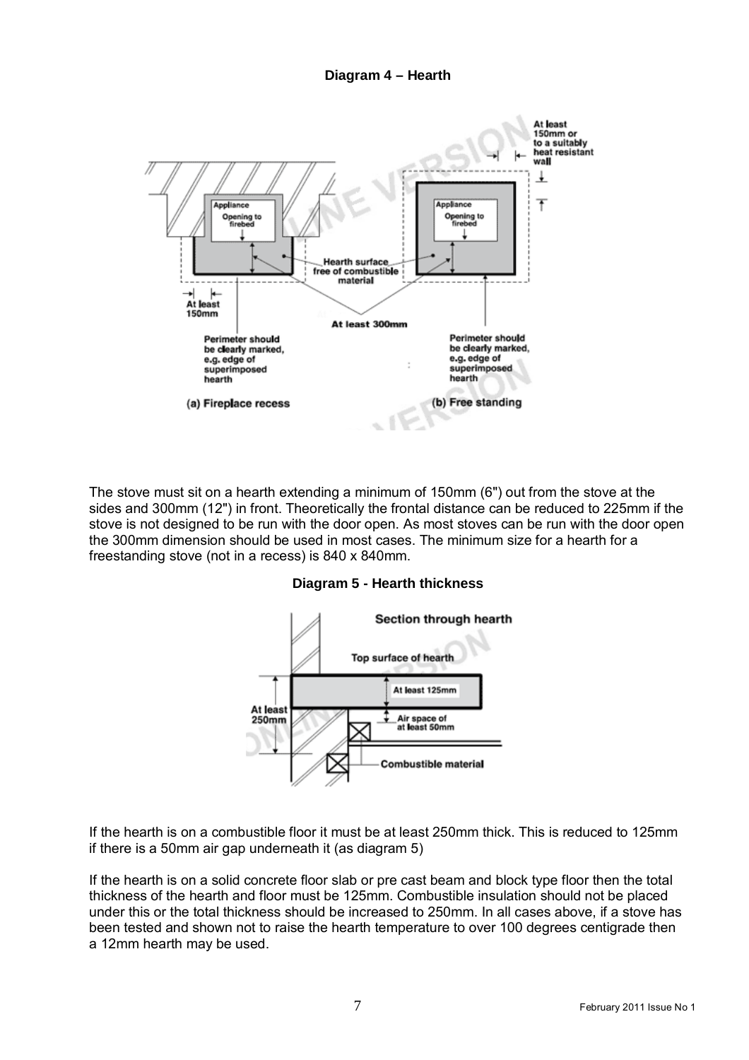**Diagram 4 – Hearth**

The stove must sit on a hearth extending a minimum of 150mm (6") out from the stove at the sides and 300mm (12") in front. Theoretically the frontal distance can be reduced to 225mm if the stove is not designed to be run with the door open. As most stoves can be run with the door open the 300mm dimension should be used in most cases. The minimum size for a hearth for a freestanding stove (not in a recess) is 840 x 840mm.

**Diagram 5 - Hearth thickness**

If the hearth is on a combustible floor it must be at least 250mm thick. This is reduced to 125mm if there is a 50mm air gap underneath it (as diagram 5)

If the hearth is on a solid concrete floor slab or pre cast beam and block type floor then the total thickness of the hearth and floor must be 125mm. Combustible insulation should not be placed under this or the total thickness should be increased to 250mm. In all cases above, if a stove has been tested and shown not to raise the hearth temperature to over 100 degrees centigrade then a 12mm hearth may be used.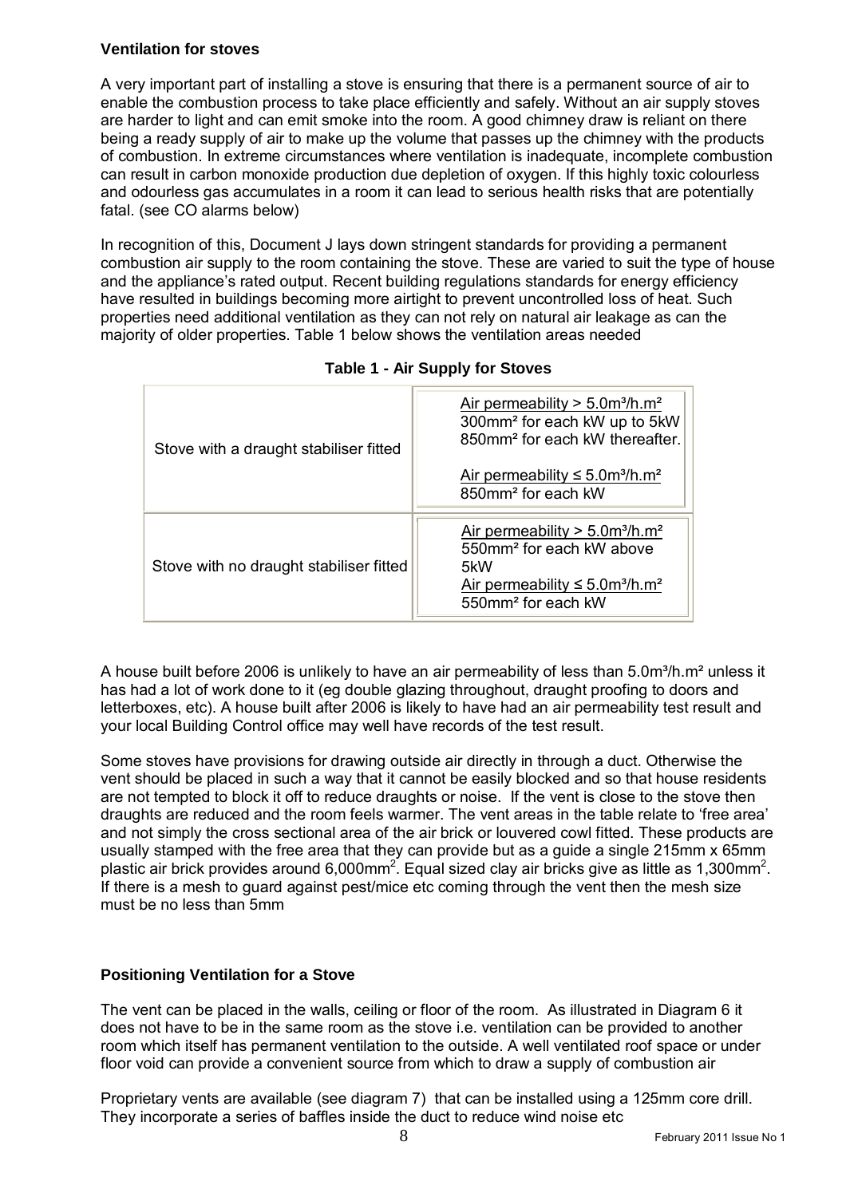**Ventilation for stoves**

A very important part of installing a stove is ensuring that there is a permanent source of air to enable the combustion process to take place efficiently and safely. Without an air supply stoves are harder to light and can emit smoke into the room. A good chimney draw is reliant on there being a ready supply of air to make up the volume that passes up the chimney with the products of combustion. In extreme circumstances where ventilation is inadequate, incomplete combustion can result in carbon monoxide production due depletion of oxygen. If this highly toxic colourless and odourless gas accumulates in a room it can lead to serious health risks that are potentially fatal. (see CO alarms below)

In recognition of this, Document J lays down stringent standards for providing a permanent combustion air supply to the room containing the stove. These are varied to suit the type of house and the appliance's rated output. Recent building regulations standards for energy efficiency have resulted in buildings becoming more airtight to prevent uncontrolled loss of heat. Such properties need additional ventilation as they can not rely on natural air leakage as can the majority of older properties. Table 1 below shows the ventilation areas needed

**Table 1 - Air Supply for Stoves**

| | |
|---|---|
| Stove with a draught stabiliser fitted | Air permeability > 5.0m³/h.m²<br>300mm² for each kW up to 5kW<br>850mm² for each kW thereafter.<br><br>Air permeability ≤ 5.0m³/h.m²<br>850mm² for each kW |
| Stove with no draught stabiliser fitted | Air permeability > 5.0m³/h.m²<br>550mm² for each kW above 5kW<br>Air permeability ≤ 5.0m³/h.m²<br>550mm² for each kW |

A house built before 2006 is unlikely to have an air permeability of less than 5.0m³/h.m² unless it has had a lot of work done to it (eg double glazing throughout, draught proofing to doors and letterboxes, etc). A house built after 2006 is likely to have had an air permeability test result and your local Building Control office may well have records of the test result.

Some stoves have provisions for drawing outside air directly in through a duct. Otherwise the vent should be placed in such a way that it cannot be easily blocked and so that house residents are not tempted to block it off to reduce draughts or noise. If the vent is close to the stove then draughts are reduced and the room feels warmer. The vent areas in the table relate to 'free area' and not simply the cross sectional area of the air brick or louvered cowl fitted. These products are usually stamped with the free area that they can provide but as a guide a single 215mm x 65mm plastic air brick provides around 6,000mm². Equal sized clay air bricks give as little as 1,300mm². If there is a mesh to guard against pest/mice etc coming through the vent then the mesh size must be no less than 5mm

**Positioning Ventilation for a Stove**

The vent can be placed in the walls, ceiling or floor of the room. As illustrated in Diagram 6 it does not have to be in the same room as the stove i.e. ventilation can be provided to another room which itself has permanent ventilation to the outside. A well ventilated roof space or under floor void can provide a convenient source from which to draw a supply of combustion air

Proprietary vents are available (see diagram 7) that can be installed using a 125mm core drill. They incorporate a series of baffles inside the duct to reduce wind noise etc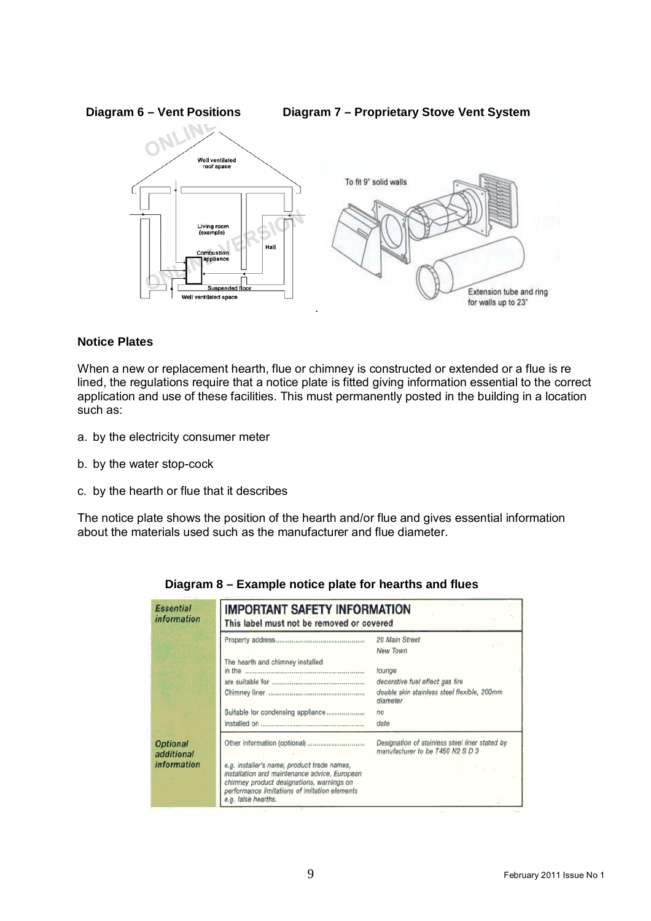**Diagram 6 – Vent Positions**

Well ventilated roof space

Living room (example)

Combustion appliance

Hall

Suspended floor

Well ventilated space

**Diagram 7 – Proprietary Stove Vent System**

To fit 9" solid walls

Extension tube and ring for walls up to 23"

## Notice Plates

When a new or replacement hearth, flue or chimney is constructed or extended or a flue is re lined, the regulations require that a notice plate is fitted giving information essential to the correct application and use of these facilities. This must permanently posted in the building in a location such as:

a. by the electricity consumer meter

b. by the water stop-cock

c. by the hearth or flue that it describes

The notice plate shows the position of the hearth and/or flue and gives essential information about the materials used such as the manufacturer and flue diameter.

**Diagram 8 – Example notice plate for hearths and flues**

| | | |
|---|---|---|
| *Essential information* | **IMPORTANT SAFETY INFORMATION**<br>**This label must not be removed or covered** | |
| | Property address | *20 Main Street*<br>*New Town* |
| | The hearth and chimney installed in the | *lounge* |
| | are suitable for | *decorative fuel effect gas fire* |
| | Chimney liner | *double skin stainless steel flexible, 200mm diameter* |
| | Suitable for condensing appliance | *no* |
| | Installed on | *date* |
| *Optional additional information* | Other information (optional) | *Designation of stainless steel liner stated by manufacturer to be T450 N2 S D 3* |
| | *e.g. installer's name, product trade names, installation and maintenance advice, European chimney product designations, warnings on performance limitations of imitation elements e.g. false hearths.* | |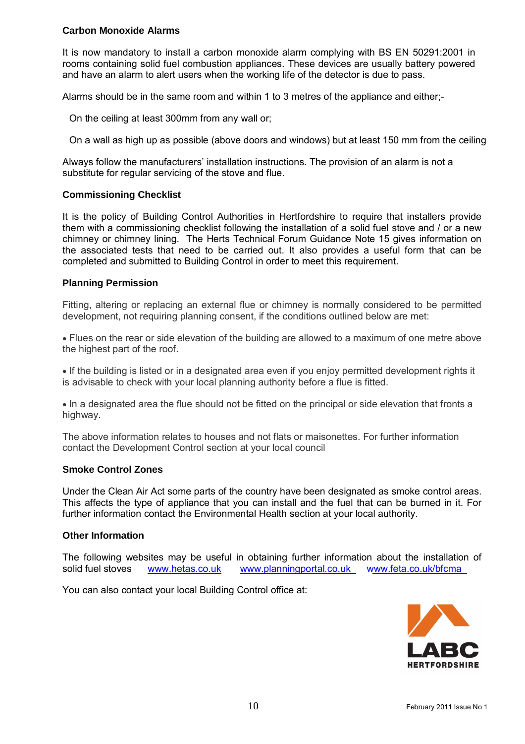### Carbon Monoxide Alarms

It is now mandatory to install a carbon monoxide alarm complying with BS EN 50291:2001 in rooms containing solid fuel combustion appliances. These devices are usually battery powered and have an alarm to alert users when the working life of the detector is due to pass.

Alarms should be in the same room and within 1 to 3 metres of the appliance and either;-

On the ceiling at least 300mm from any wall or;

On a wall as high up as possible (above doors and windows) but at least 150 mm from the ceiling

Always follow the manufacturers' installation instructions. The provision of an alarm is not a substitute for regular servicing of the stove and flue.

### Commissioning Checklist

It is the policy of Building Control Authorities in Hertfordshire to require that installers provide them with a commissioning checklist following the installation of a solid fuel stove and / or a new chimney or chimney lining. The Herts Technical Forum Guidance Note 15 gives information on the associated tests that need to be carried out. It also provides a useful form that can be completed and submitted to Building Control in order to meet this requirement.

### Planning Permission

Fitting, altering or replacing an external flue or chimney is normally considered to be permitted development, not requiring planning consent, if the conditions outlined below are met:

- Flues on the rear or side elevation of the building are allowed to a maximum of one metre above the highest part of the roof.
- If the building is listed or in a designated area even if you enjoy permitted development rights it is advisable to check with your local planning authority before a flue is fitted.
- In a designated area the flue should not be fitted on the principal or side elevation that fronts a highway.

The above information relates to houses and not flats or maisonettes. For further information contact the Development Control section at your local council

### Smoke Control Zones

Under the Clean Air Act some parts of the country have been designated as smoke control areas. This affects the type of appliance that you can install and the fuel that can be burned in it. For further information contact the Environmental Health section at your local authority.

### Other Information

The following websites may be useful in obtaining further information about the installation of solid fuel stoves www.hetas.co.uk www.planningportal.co.uk www.feta.co.uk/bfcma

You can also contact your local Building Control office at:

LABC HERTFORDSHIRE

February 2011 Issue No 1